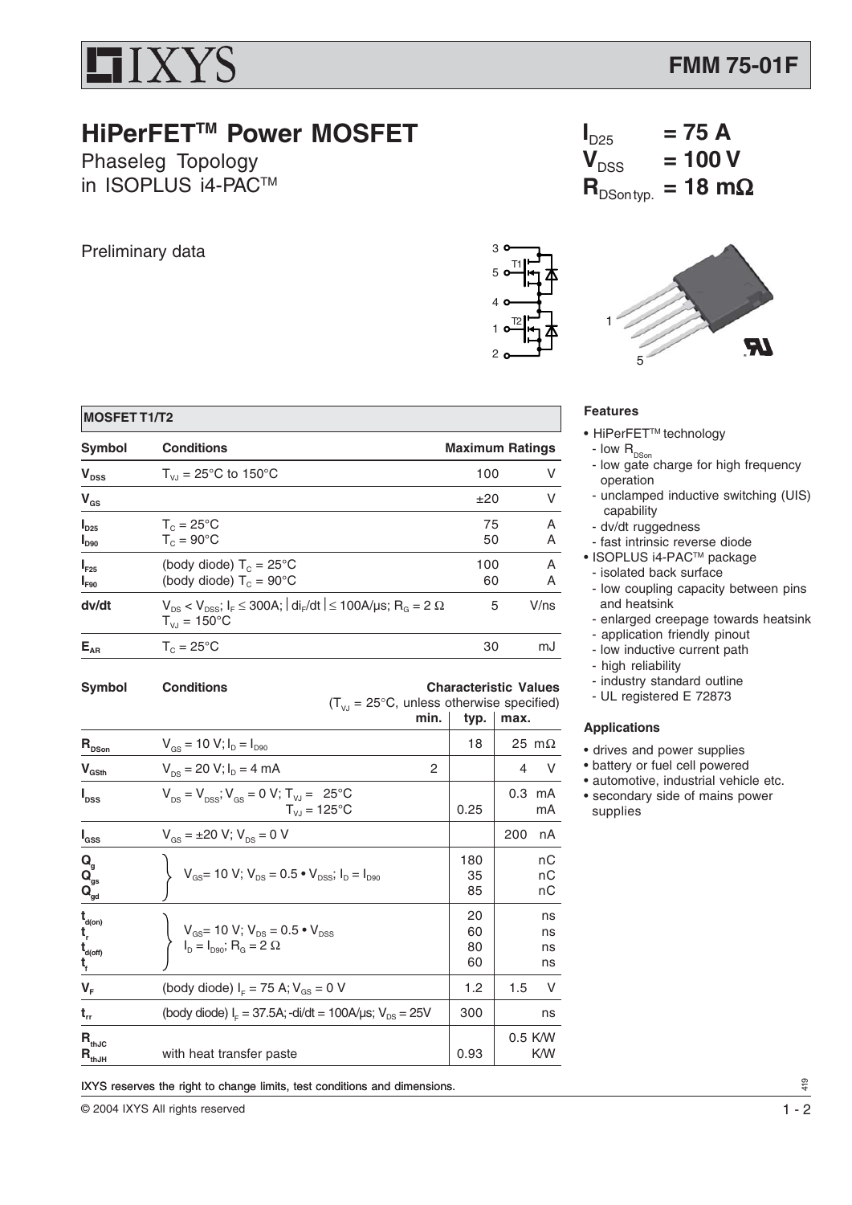# IXYS

**FMM 75-01F**

## HiPerFET™ Power MOSFET

Phaseleg Topology
in ISOPLUS i4-PAC™

$I_{D25}$ = 75 A
$V_{DSS}$ = 100 V
$R_{DSon\,typ.}$ = 18 mΩ

Preliminary data

### MOSFET T1/T2

| Symbol | Conditions | Maximum Ratings | |
|---|---|---|---|
| $V_{DSS}$ | $T_{VJ}$ = 25°C to 150°C | 100 | V |
| $V_{GS}$ | | ±20 | V |
| $I_{D25}$<br>$I_{D90}$ | $T_C$ = 25°C<br>$T_C$ = 90°C | 75<br>50 | A<br>A |
| $I_{F25}$<br>$I_{F90}$ | (body diode) $T_C$ = 25°C<br>(body diode) $T_C$ = 90°C | 100<br>60 | A<br>A |
| dv/dt | $V_{DS} < V_{DSS}$; $I_F \leq$ 300A; $\lvert di_F/dt \rvert \leq$ 100A/µs; $R_G$ = 2 Ω<br>$T_{VJ}$ = 150°C | 5 | V/ns |
| $E_{AR}$ | $T_C$ = 25°C | 30 | mJ |

| Symbol | Conditions ($T_{VJ}$ = 25°C, unless otherwise specified) | Characteristic Values min. | typ. | max. | |
|---|---|---|---|---|---|
| $R_{DSon}$ | $V_{GS}$ = 10 V; $I_D$ = $I_{D90}$ | | 18 | 25 | mΩ |
| $V_{GSth}$ | $V_{DS}$ = 20 V; $I_D$ = 4 mA | 2 | | 4 | V |
| $I_{DSS}$ | $V_{DS}$ = $V_{DSS}$; $V_{GS}$ = 0 V; $T_{VJ}$ = 25°C<br>$T_{VJ}$ = 125°C | | <br>0.25 | 0.3 | mA<br>mA |
| $I_{GSS}$ | $V_{GS}$ = ±20 V; $V_{DS}$ = 0 V | | | 200 | nA |
| $Q_g$<br>$Q_{gs}$<br>$Q_{gd}$ | $V_{GS}$= 10 V; $V_{DS}$ = 0.5 • $V_{DSS}$; $I_D$ = $I_{D90}$ | | 180<br>35<br>85 | | nC<br>nC<br>nC |
| $t_{d(on)}$<br>$t_r$<br>$t_{d(off)}$<br>$t_f$ | $V_{GS}$= 10 V; $V_{DS}$ = 0.5 • $V_{DSS}$<br>$I_D$ = $I_{D90}$; $R_G$ = 2 Ω | | 20<br>60<br>80<br>60 | | ns<br>ns<br>ns<br>ns |
| $V_F$ | (body diode) $I_F$ = 75 A; $V_{GS}$ = 0 V | | 1.2 | 1.5 | V |
| $t_{rr}$ | (body diode) $I_F$ = 37.5A; -di/dt = 100A/µs; $V_{DS}$ = 25V | | 300 | | ns |
| $R_{thJC}$<br>$R_{thJH}$ | <br>with heat transfer paste | | <br>0.93 | 0.5 | K/W<br>K/W |

### Features

- HiPerFET™ technology
  - low $R_{DSon}$
  - low gate charge for high frequency operation
  - unclamped inductive switching (UIS) capability
  - dv/dt ruggedness
  - fast intrinsic reverse diode
- ISOPLUS i4-PAC™ package
  - isolated back surface
  - low coupling capacity between pins and heatsink
  - enlarged creepage towards heatsink
  - application friendly pinout
  - low inductive current path
  - high reliability
  - industry standard outline
  - UL registered E 72873

### Applications

- drives and power supplies
- battery or fuel cell powered
- automotive, industrial vehicle etc.
- secondary side of mains power supplies

**IXYS reserves the right to change limits, test conditions and dimensions.**

© 2004 IXYS All rights reserved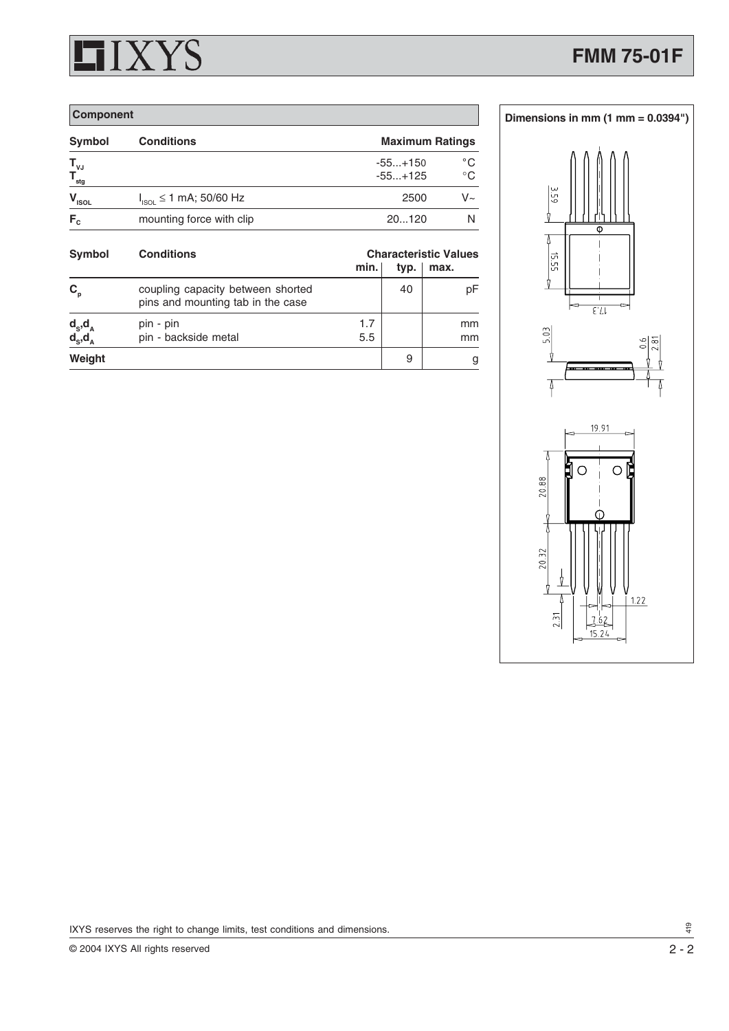## Component

| Symbol | Conditions | Maximum Ratings | |
|---|---|---|---|
| $T_{VJ}$ | | -55...+150 | °C |
| $T_{stg}$ | | -55...+125 | °C |
| $V_{ISOL}$ | $I_{ISOL} \leq 1$ mA; 50/60 Hz | 2500 | V~ |
| $F_C$ | mounting force with clip | 20...120 | N |

| Symbol | Conditions | Characteristic Values | | | |
|---|---|---|---|---|---|
| | | min. | typ. | max. | |
| $C_p$ | coupling capacity between shorted pins and mounting tab in the case | | 40 | | pF |
| $d_S$,$d_A$ | pin - pin | 1.7 | | | mm |
| $d_S$,$d_A$ | pin - backside metal | 5.5 | | | mm |
| **Weight** | | | 9 | | g |

**Dimensions in mm (1 mm = 0.0394")**

3.59
15.55
17.3
5.03
0.6
2.81
19.91
20.88
20.32
2.31
1.22
7.62
15.24

IXYS reserves the right to change limits, test conditions and dimensions.

© 2004 IXYS All rights reserved